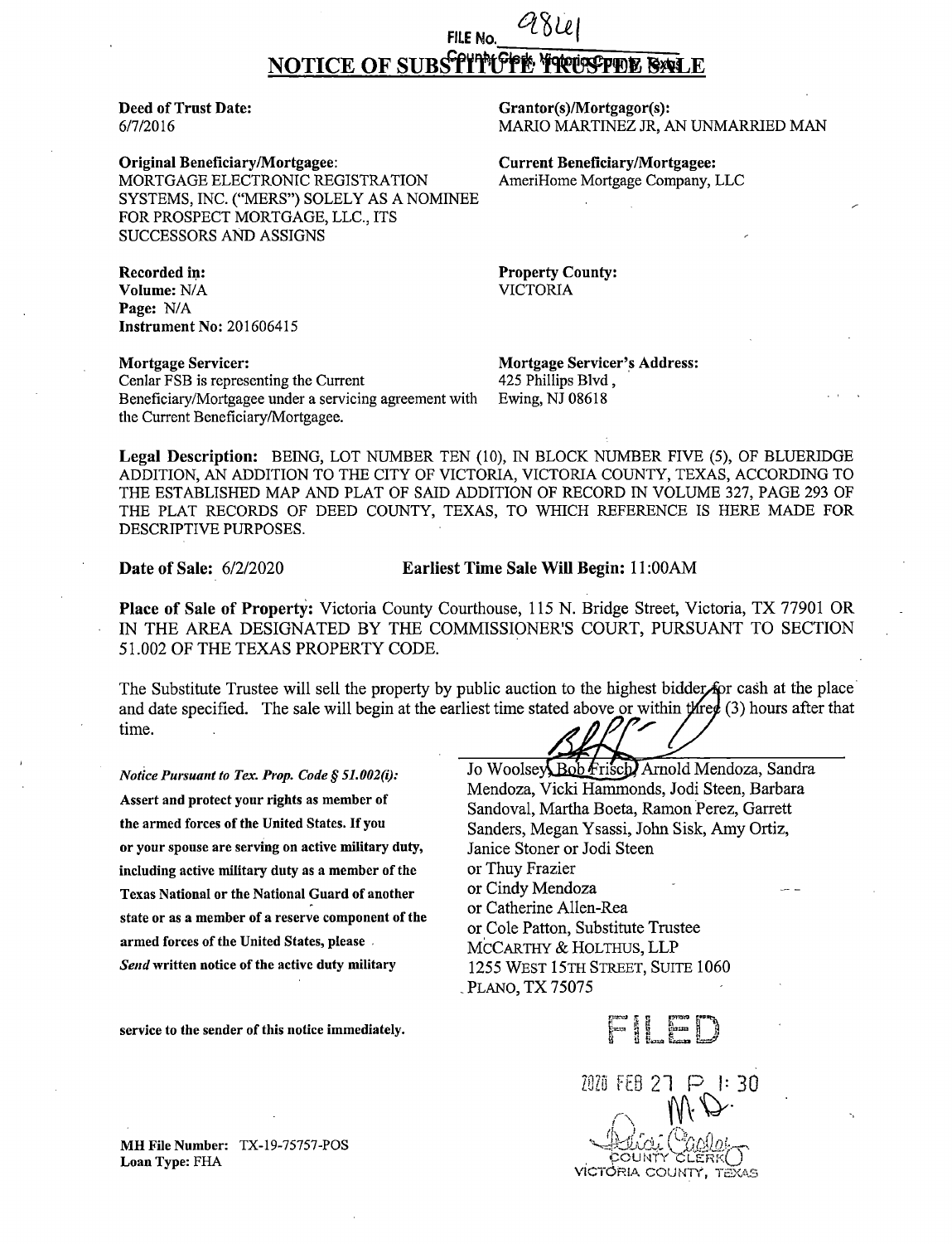FILE No. 98641

# NOTICE OF SUBSTITUTE TRUSTEE SALE

County Clerk, Victoria County, Texas

**Deed of Trust Date:**
6/7/2016

**Grantor(s)/Mortgagor(s):**
MARIO MARTINEZ JR, AN UNMARRIED MAN

**Original Beneficiary/Mortgagee:**
MORTGAGE ELECTRONIC REGISTRATION SYSTEMS, INC. ("MERS") SOLELY AS A NOMINEE FOR PROSPECT MORTGAGE, LLC., ITS SUCCESSORS AND ASSIGNS

**Current Beneficiary/Mortgagee:**
AmeriHome Mortgage Company, LLC

**Recorded in:**
**Volume:** N/A
**Page:** N/A
**Instrument No:** 201606415

**Property County:**
VICTORIA

**Mortgage Servicer:**
Cenlar FSB is representing the Current Beneficiary/Mortgagee under a servicing agreement with the Current Beneficiary/Mortgagee.

**Mortgage Servicer's Address:**
425 Phillips Blvd,
Ewing, NJ 08618

**Legal Description:** BEING, LOT NUMBER TEN (10), IN BLOCK NUMBER FIVE (5), OF BLUERIDGE ADDITION, AN ADDITION TO THE CITY OF VICTORIA, VICTORIA COUNTY, TEXAS, ACCORDING TO THE ESTABLISHED MAP AND PLAT OF SAID ADDITION OF RECORD IN VOLUME 327, PAGE 293 OF THE PLAT RECORDS OF DEED COUNTY, TEXAS, TO WHICH REFERENCE IS HERE MADE FOR DESCRIPTIVE PURPOSES.

**Date of Sale:** 6/2/2020 **Earliest Time Sale Will Begin:** 11:00AM

**Place of Sale of Property:** Victoria County Courthouse, 115 N. Bridge Street, Victoria, TX 77901 OR IN THE AREA DESIGNATED BY THE COMMISSIONER'S COURT, PURSUANT TO SECTION 51.002 OF THE TEXAS PROPERTY CODE.

The Substitute Trustee will sell the property by public auction to the highest bidder for cash at the place and date specified. The sale will begin at the earliest time stated above or within three (3) hours after that time.

*Notice Pursuant to Tex. Prop. Code § 51.002(i):*
**Assert and protect your rights as member of the armed forces of the United States. If you or your spouse are serving on active military duty, including active military duty as a member of the Texas National or the National Guard of another state or as a member of a reserve component of the armed forces of the United States, please *Send* written notice of the active duty military service to the sender of this notice immediately.**

Jo Woolsey, Bob Frisch, Arnold Mendoza, Sandra Mendoza, Vicki Hammonds, Jodi Steen, Barbara Sandoval, Martha Boeta, Ramon Perez, Garrett Sanders, Megan Ysassi, John Sisk, Amy Ortiz, Janice Stoner or Jodi Steen
or Thuy Frazier
or Cindy Mendoza
or Catherine Allen-Rea
or Cole Patton, Substitute Trustee
MCCARTHY & HOLTHUS, LLP
1255 WEST 15TH STREET, SUITE 1060
PLANO, TX 75075

FILED

2020 FEB 27 P 1:30

COUNTY CLERK
VICTORIA COUNTY, TEXAS

**MH File Number:** TX-19-75757-POS
**Loan Type:** FHA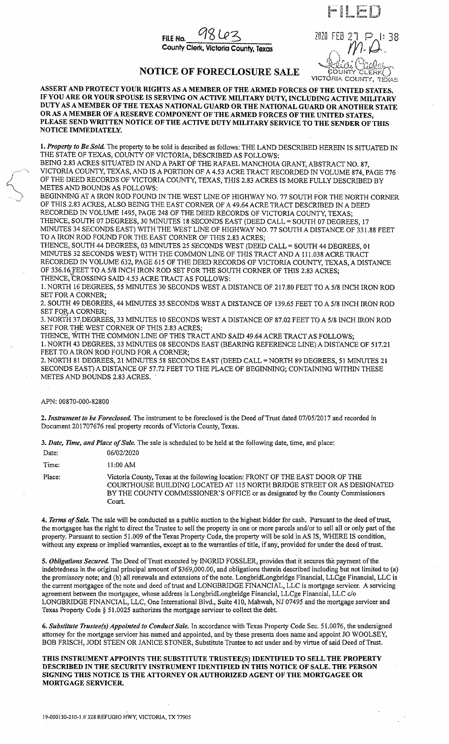FILED

FILE No. 98623
County Clerk, Victoria County, Texas

2020 FEB 27 P 1:38

M.D.

COUNTY CLERK
VICTORIA COUNTY, TEXAS

# NOTICE OF FORECLOSURE SALE

**ASSERT AND PROTECT YOUR RIGHTS AS A MEMBER OF THE ARMED FORCES OF THE UNITED STATES. IF YOU ARE OR YOUR SPOUSE IS SERVING ON ACTIVE MILITARY DUTY, INCLUDING ACTIVE MILITARY DUTY AS A MEMBER OF THE TEXAS NATIONAL GUARD OR THE NATIONAL GUARD OR ANOTHER STATE OR AS A MEMBER OF A RESERVE COMPONENT OF THE ARMED FORCES OF THE UNITED STATES, PLEASE SEND WRITTEN NOTICE OF THE ACTIVE DUTY MILITARY SERVICE TO THE SENDER OF THIS NOTICE IMMEDIATELY.**

1. *Property to Be Sold.* The property to be sold is described as follows: THE LAND DESCRIBED HEREIN IS SITUATED IN THE STATE OF TEXAS, COUNTY OF VICTORIA, DESCRIBED AS FOLLOWS:
BEING 2.83 ACRES SITUATED IN AND A PART OF THE RAFAEL MANCHOIA GRANT, ABSTRACT NO. 87, VICTORIA COUNTY, TEXAS, AND IS A PORTION OF A 4.53 ACRE TRACT RECORDED IN VOLUME 874, PAGE 776 OF THE DEED RECORDS OF VICTORIA COUNTY, TEXAS, THIS 2.83 ACRES IS MORE FULLY DESCRIBED BY METES AND BOUNDS AS FOLLOWS:
BEGINNING AT A IRON ROD FOUND IN THE WEST LINE OF HIGHWAY NO. 77 SOUTH FOR THE NORTH CORNER OF THIS 2.83 ACRES, ALSO BEING THE EAST CORNER OF A 49.64 ACRE TRACT DESCRIBED IN A DEED RECORDED IN VOLUME 1495, PAGE 248 OF THE DEED RECORDS OF VICTORIA COUNTY, TEXAS;
THENCE, SOUTH 07 DEGREES, 30 MINUTES 18 SECONDS EAST (DEED CALL = SOUTH 07 DEGREES, 17 MINUTES 34 SECONDS EAST) WITH THE WEST LINE OF HIGHWAY NO. 77 SOUTH A DISTANCE OF 331.88 FEET TO A IRON ROD FOUND FOR THE EAST CORNER OF THIS 2.83 ACRES;
THENCE, SOUTH 44 DEGREES, 03 MINUTES 25 SECONDS WEST (DEED CALL = SOUTH 44 DEGREES, 01 MINUTES 32 SECONDS WEST) WITH THE COMMON LINE OF THIS TRACT AND A 111.038 ACRE TRACT RECORDED IN VOLUME 632, PAGE 615 OF THE DEED RECORDS OF VICTORIA COUNTY, TEXAS, A DISTANCE OF 336.16 FEET TO A 5/8 INCH IRON ROD SET FOR THE SOUTH CORNER OF THIS 2.83 ACRES;
THENCE, CROSSING SAID 4.53 ACRE TRACT AS FOLLOWS:
1. NORTH 16 DEGREES, 55 MINUTES 30 SECONDS WEST A DISTANCE OF 217.80 FEET TO A 5/8 INCH IRON ROD SET FOR A CORNER;
2. SOUTH 49 DEGREES, 44 MINUTES 35 SECONDS WEST A DISTANCE OF 139.65 FEET TO A 5/8 INCH IRON ROD SET FOR A CORNER;
3. NORTH 37 DEGREES, 33 MINUTES 10 SECONDS WEST A DISTANCE OF 87.02 FEET TO A 5/8 INCH IRON ROD SET FOR THE WEST CORNER OF THIS 2.83 ACRES;
THENCE, WITH THE COMMON LINE OF THIS TRACT AND SAID 49.64 ACRE TRACT AS FOLLOWS;
1. NORTH 43 DEGREES, 33 MINUTES 08 SECONDS EAST (BEARING REFERENCE LINE) A DISTANCE OF 517.21 FEET TO A IRON ROD FOUND FOR A CORNER;
2. NORTH 81 DEGREES, 21 MINUTES 58 SECONDS EAST (DEED CALL = NORTH 89 DEGREES, 51 MINUTES 21 SECONDS EAST) A DISTANCE OF 57.72 FEET TO THE PLACE OF BEGINNING; CONTAINING WITHIN THESE METES AND BOUNDS 2.83 ACRES.

APN: 00870-000-82800

2. *Instrument to be Foreclosed.* The instrument to be foreclosed is the Deed of Trust dated 07/05/2017 and recorded in Document 201707676 real property records of Victoria County, Texas.

3. *Date, Time, and Place of Sale.* The sale is scheduled to be held at the following date, time, and place:

| | |
|---|---|
| Date: | 06/02/2020 |
| Time: | 11:00 AM |
| Place: | Victoria County, Texas at the following location: FRONT OF THE EAST DOOR OF THE COURTHOUSE BUILDING LOCATED AT 115 NORTH BRIDGE STREET OR AS DESIGNATED BY THE COUNTY COMMISSIONER'S OFFICE or as designated by the County Commissioners Court. |

4. *Terms of Sale.* The sale will be conducted as a public auction to the highest bidder for cash. Pursuant to the deed of trust, the mortgagee has the right to direct the Trustee to sell the property in one or more parcels and/or to sell all or only part of the property. Pursuant to section 51.009 of the Texas Property Code, the property will be sold in AS IS, WHERE IS condition, without any express or implied warranties, except as to the warranties of title, if any, provided for under the deed of trust.

5. *Obligations Secured.* The Deed of Trust executed by INGRID FOSSLER, provides that it secures the payment of the indebtedness in the original principal amount of $369,000.00, and obligations therein described including but not limited to (a) the promissory note; and (b) all renewals and extensions of the note. LongbridLongbridge Financial, LLCge Financial, LLC is the current mortgagee of the note and deed of trust and LONGBRIDGE FINANCIAL, LLC is mortgage servicer. A servicing agreement between the mortgagee, whose address is LongbridLongbridge Financial, LLCge Financial, LLC c/o LONGBRIDGE FINANCIAL, LLC, One International Blvd., Suite 410, Mahwah, NJ 07495 and the mortgage servicer and Texas Property Code § 51.0025 authorizes the mortgage servicer to collect the debt.

6. *Substitute Trustee(s) Appointed to Conduct Sale.* In accordance with Texas Property Code Sec. 51.0076, the undersigned attorney for the mortgage servicer has named and appointed, and by these presents does name and appoint JO WOOLSEY, BOB FRISCH, JODI STEEN OR JANICE STONER, Substitute Trustee to act under and by virtue of said Deed of Trust.

**THIS INSTRUMENT APPOINTS THE SUBSTITUTE TRUSTEE(S) IDENTIFIED TO SELL THE PROPERTY DESCRIBED IN THE SECURITY INSTRUMENT IDENTIFIED IN THIS NOTICE OF SALE. THE PERSON SIGNING THIS NOTICE IS THE ATTORNEY OR AUTHORIZED AGENT OF THE MORTGAGEE OR MORTGAGE SERVICER.**

19-000130-210-1 // 328 REFUGIO HWY, VICTORIA, TX 77905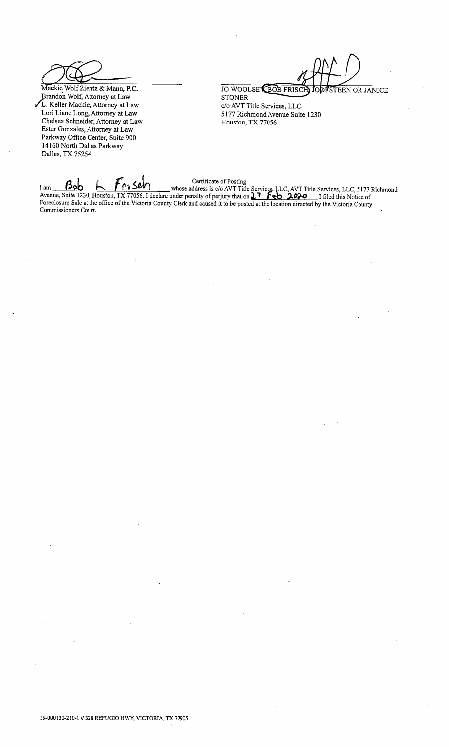Mackie Wolf Zientz & Mann, P.C.
Brandon Wolf, Attorney at Law
✓L. Keller Mackie, Attorney at Law
Lori Liane Long, Attorney at Law
Chelsea Schneider, Attorney at Law
Ester Gonzales, Attorney at Law
Parkway Office Center, Suite 900
14160 North Dallas Parkway
Dallas, TX 75254

JO WOOLSEY, BOB FRISCH, JODI STEEN OR JANICE STONER
c/o AVT Title Services, LLC
5177 Richmond Avenue Suite 1230
Houston, TX 77056

Certificate of Posting

I am Bob L Frisch whose address is c/o AVT Title Services, LLC, AVT Title Services, LLC, 5177 Richmond Avenue, Suite 1230, Houston, TX 77056. I declare under penalty of perjury that on 17 Feb 2020 I filed this Notice of Foreclosure Sale at the office of the Victoria County Clerk and caused it to be posted at the location directed by the Victoria County Commissioners Court.

19-000130-210-1 // 328 REFUGIO HWY, VICTORIA, TX 77905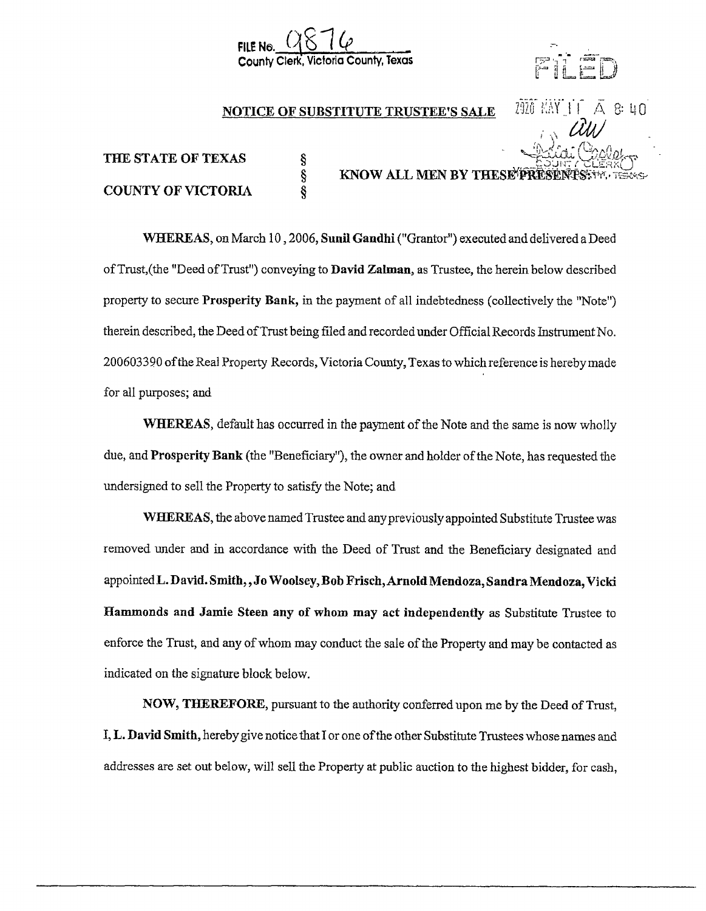**FILE No.** 9876
County Clerk, Victoria County, Texas

FILED

2020 MAY 11 A 8:40

COUNTY CLERK
VICTORIA COUNTY, TEXAS

## NOTICE OF SUBSTITUTE TRUSTEE'S SALE

**THE STATE OF TEXAS** §
§ **KNOW ALL MEN BY THESE PRESENTS:**
**COUNTY OF VICTORIA** §

**WHEREAS**, on March 10 , 2006, **Sunil Gandhi** ("Grantor") executed and delivered a Deed of Trust,(the "Deed of Trust") conveying to **David Zalman**, as Trustee, the herein below described property to secure **Prosperity Bank,** in the payment of all indebtedness (collectively the "Note") therein described, the Deed of Trust being filed and recorded under Official Records Instrument No. 200603390 of the Real Property Records, Victoria County, Texas to which reference is hereby made for all purposes; and

**WHEREAS**, default has occurred in the payment of the Note and the same is now wholly due, and **Prosperity Bank** (the "Beneficiary"), the owner and holder of the Note, has requested the undersigned to sell the Property to satisfy the Note; and

**WHEREAS**, the above named Trustee and any previously appointed Substitute Trustee was removed under and in accordance with the Deed of Trust and the Beneficiary designated and appointed **L. David. Smith, , Jo Woolsey, Bob Frisch, Arnold Mendoza, Sandra Mendoza, Vicki Hammonds and Jamie Steen any of whom may act independently** as Substitute Trustee to enforce the Trust, and any of whom may conduct the sale of the Property and may be contacted as indicated on the signature block below.

**NOW, THEREFORE,** pursuant to the authority conferred upon me by the Deed of Trust, I, **L. David Smith,** hereby give notice that I or one of the other Substitute Trustees whose names and addresses are set out below, will sell the Property at public auction to the highest bidder, for cash,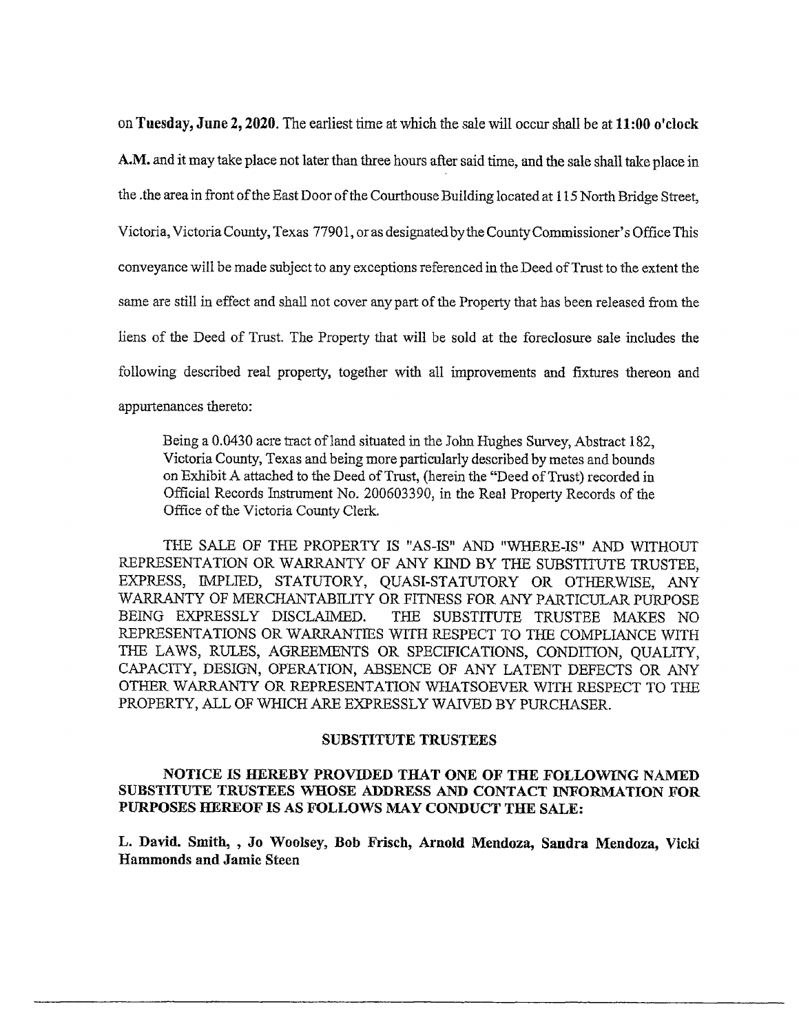on **Tuesday, June 2, 2020**. The earliest time at which the sale will occur shall be at **11:00 o'clock A.M.** and it may take place not later than three hours after said time, and the sale shall take place in the .the area in front of the East Door of the Courthouse Building located at 115 North Bridge Street, Victoria, Victoria County, Texas 77901, or as designated by the County Commissioner's Office This conveyance will be made subject to any exceptions referenced in the Deed of Trust to the extent the same are still in effect and shall not cover any part of the Property that has been released from the liens of the Deed of Trust. The Property that will be sold at the foreclosure sale includes the following described real property, together with all improvements and fixtures thereon and appurtenances thereto:

> Being a 0.0430 acre tract of land situated in the John Hughes Survey, Abstract 182, Victoria County, Texas and being more particularly described by metes and bounds on Exhibit A attached to the Deed of Trust, (herein the "Deed of Trust) recorded in Official Records Instrument No. 200603390, in the Real Property Records of the Office of the Victoria County Clerk.

THE SALE OF THE PROPERTY IS "AS-IS" AND "WHERE-IS" AND WITHOUT REPRESENTATION OR WARRANTY OF ANY KIND BY THE SUBSTITUTE TRUSTEE, EXPRESS, IMPLIED, STATUTORY, QUASI-STATUTORY OR OTHERWISE, ANY WARRANTY OF MERCHANTABILITY OR FITNESS FOR ANY PARTICULAR PURPOSE BEING EXPRESSLY DISCLAIMED. THE SUBSTITUTE TRUSTEE MAKES NO REPRESENTATIONS OR WARRANTIES WITH RESPECT TO THE COMPLIANCE WITH THE LAWS, RULES, AGREEMENTS OR SPECIFICATIONS, CONDITION, QUALITY, CAPACITY, DESIGN, OPERATION, ABSENCE OF ANY LATENT DEFECTS OR ANY OTHER WARRANTY OR REPRESENTATION WHATSOEVER WITH RESPECT TO THE PROPERTY, ALL OF WHICH ARE EXPRESSLY WAIVED BY PURCHASER.

**SUBSTITUTE TRUSTEES**

**NOTICE IS HEREBY PROVIDED THAT ONE OF THE FOLLOWING NAMED SUBSTITUTE TRUSTEES WHOSE ADDRESS AND CONTACT INFORMATION FOR PURPOSES HEREOF IS AS FOLLOWS MAY CONDUCT THE SALE:**

**L. David. Smith, , Jo Woolsey, Bob Frisch, Arnold Mendoza, Sandra Mendoza, Vicki Hammonds and Jamie Steen**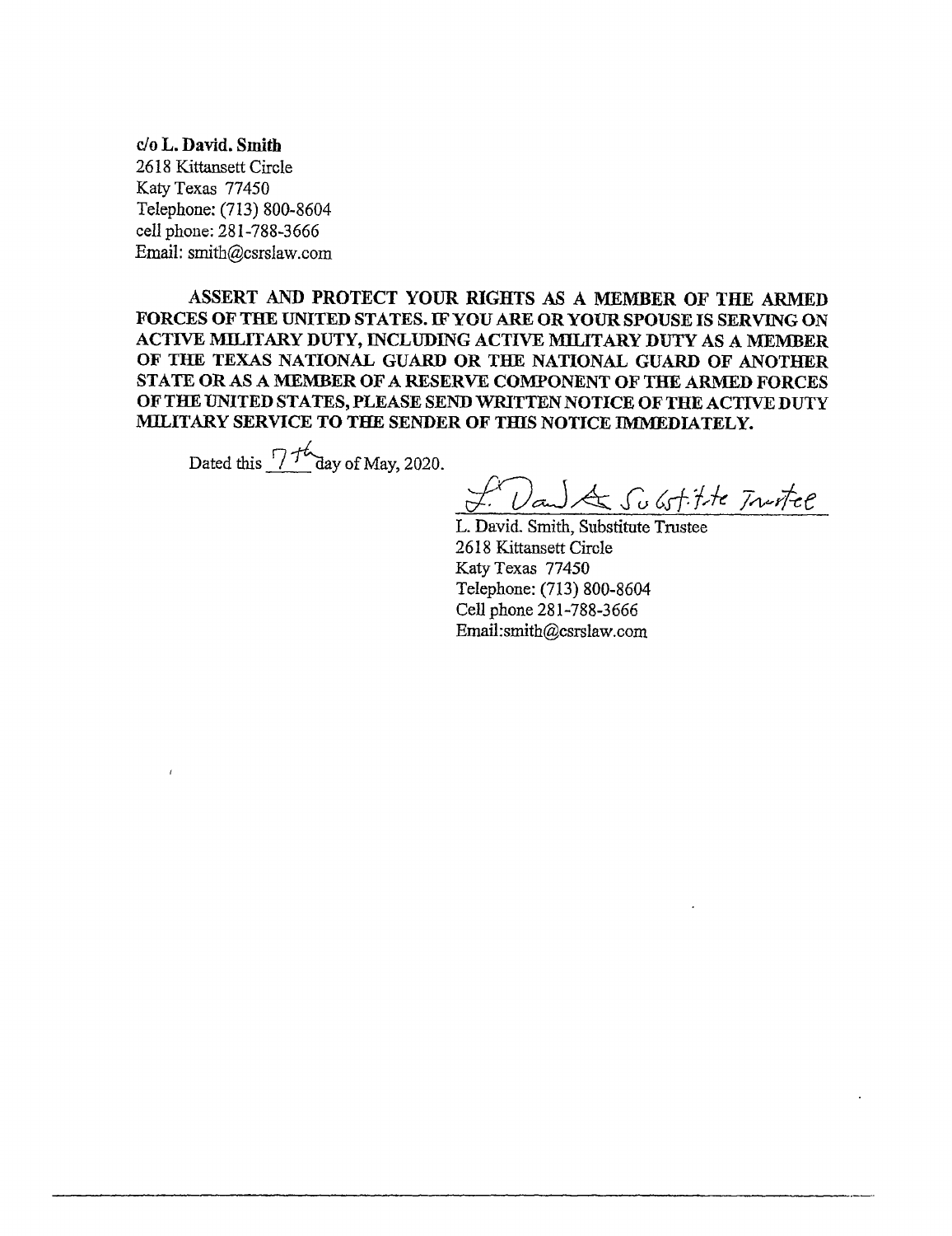**c/o L. David. Smith**
2618 Kittansett Circle
Katy Texas 77450
Telephone: (713) 800-8604
cell phone: 281-788-3666
Email: smith@csrslaw.com

**ASSERT AND PROTECT YOUR RIGHTS AS A MEMBER OF THE ARMED FORCES OF THE UNITED STATES. IF YOU ARE OR YOUR SPOUSE IS SERVING ON ACTIVE MILITARY DUTY, INCLUDING ACTIVE MILITARY DUTY AS A MEMBER OF THE TEXAS NATIONAL GUARD OR THE NATIONAL GUARD OF ANOTHER STATE OR AS A MEMBER OF A RESERVE COMPONENT OF THE ARMED FORCES OF THE UNITED STATES, PLEASE SEND WRITTEN NOTICE OF THE ACTIVE DUTY MILITARY SERVICE TO THE SENDER OF THIS NOTICE IMMEDIATELY.**

Dated this 7th day of May, 2020.

L. David Substitute Trustee

L. David. Smith, Substitute Trustee
2618 Kittansett Circle
Katy Texas 77450
Telephone: (713) 800-8604
Cell phone 281-788-3666
Email:smith@csrslaw.com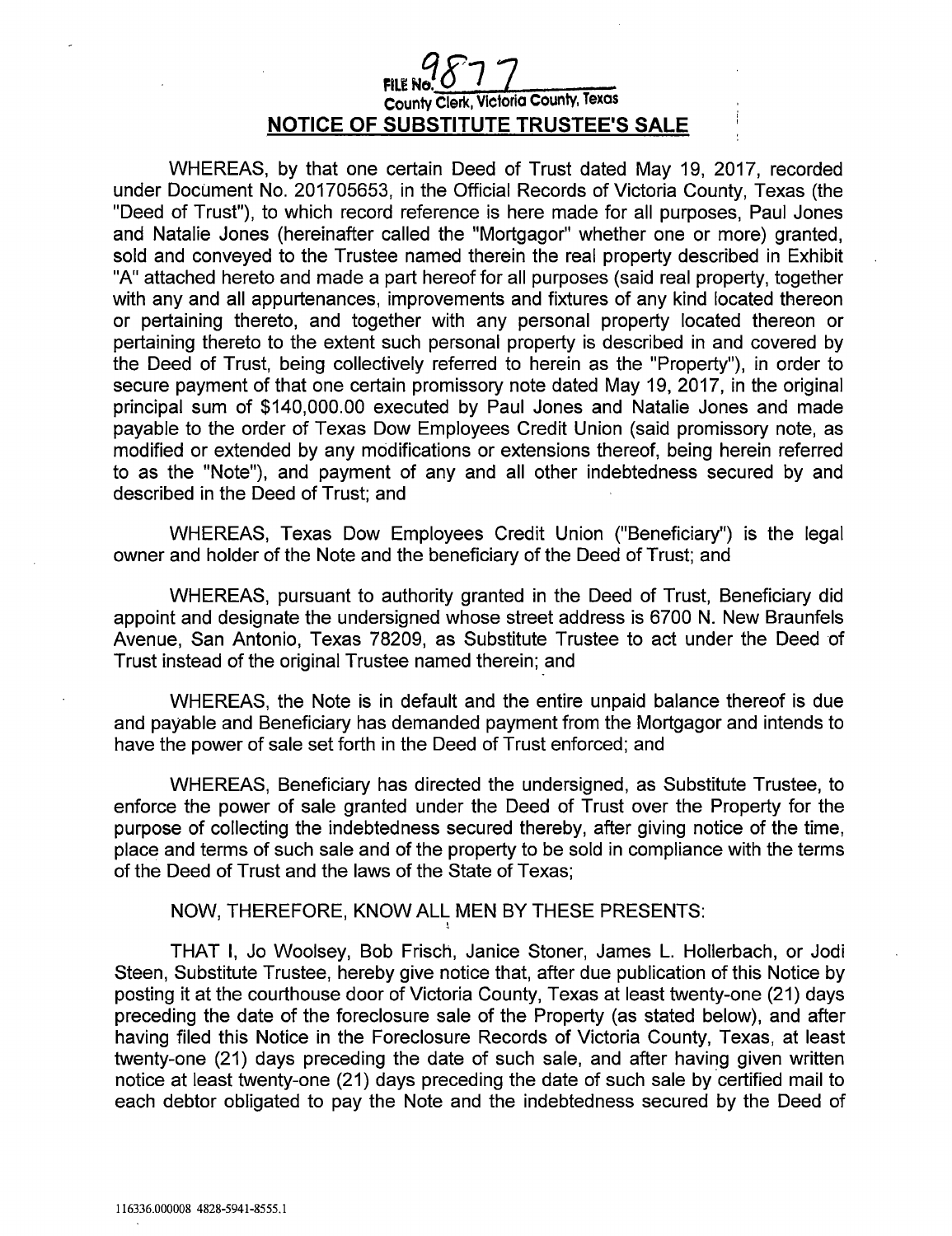FILE No. 9877
County Clerk, Victoria County, Texas

# NOTICE OF SUBSTITUTE TRUSTEE'S SALE

WHEREAS, by that one certain Deed of Trust dated May 19, 2017, recorded under Document No. 201705653, in the Official Records of Victoria County, Texas (the "Deed of Trust"), to which record reference is here made for all purposes, Paul Jones and Natalie Jones (hereinafter called the "Mortgagor" whether one or more) granted, sold and conveyed to the Trustee named therein the real property described in Exhibit "A" attached hereto and made a part hereof for all purposes (said real property, together with any and all appurtenances, improvements and fixtures of any kind located thereon or pertaining thereto, and together with any personal property located thereon or pertaining thereto to the extent such personal property is described in and covered by the Deed of Trust, being collectively referred to herein as the "Property"), in order to secure payment of that one certain promissory note dated May 19, 2017, in the original principal sum of $140,000.00 executed by Paul Jones and Natalie Jones and made payable to the order of Texas Dow Employees Credit Union (said promissory note, as modified or extended by any modifications or extensions thereof, being herein referred to as the "Note"), and payment of any and all other indebtedness secured by and described in the Deed of Trust; and

WHEREAS, Texas Dow Employees Credit Union ("Beneficiary") is the legal owner and holder of the Note and the beneficiary of the Deed of Trust; and

WHEREAS, pursuant to authority granted in the Deed of Trust, Beneficiary did appoint and designate the undersigned whose street address is 6700 N. New Braunfels Avenue, San Antonio, Texas 78209, as Substitute Trustee to act under the Deed of Trust instead of the original Trustee named therein; and

WHEREAS, the Note is in default and the entire unpaid balance thereof is due and payable and Beneficiary has demanded payment from the Mortgagor and intends to have the power of sale set forth in the Deed of Trust enforced; and

WHEREAS, Beneficiary has directed the undersigned, as Substitute Trustee, to enforce the power of sale granted under the Deed of Trust over the Property for the purpose of collecting the indebtedness secured thereby, after giving notice of the time, place and terms of such sale and of the property to be sold in compliance with the terms of the Deed of Trust and the laws of the State of Texas;

NOW, THEREFORE, KNOW ALL MEN BY THESE PRESENTS:

THAT I, Jo Woolsey, Bob Frisch, Janice Stoner, James L. Hollerbach, or Jodi Steen, Substitute Trustee, hereby give notice that, after due publication of this Notice by posting it at the courthouse door of Victoria County, Texas at least twenty-one (21) days preceding the date of the foreclosure sale of the Property (as stated below), and after having filed this Notice in the Foreclosure Records of Victoria County, Texas, at least twenty-one (21) days preceding the date of such sale, and after having given written notice at least twenty-one (21) days preceding the date of such sale by certified mail to each debtor obligated to pay the Note and the indebtedness secured by the Deed of

116336.000008 4828-5941-8555.1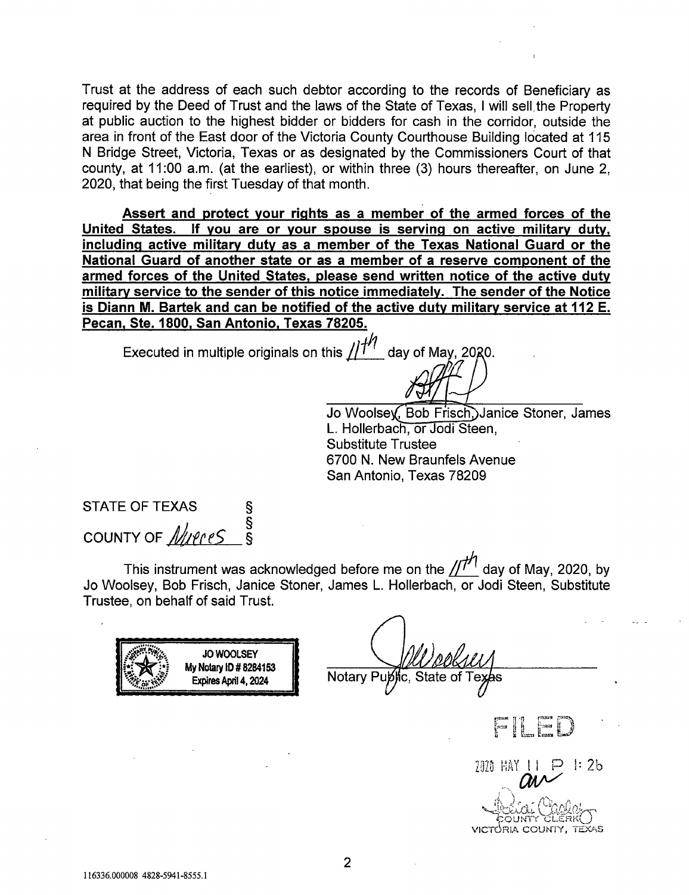Trust at the address of each such debtor according to the records of Beneficiary as required by the Deed of Trust and the laws of the State of Texas, I will sell the Property at public auction to the highest bidder or bidders for cash in the corridor, outside the area in front of the East door of the Victoria County Courthouse Building located at 115 N Bridge Street, Victoria, Texas or as designated by the Commissioners Court of that county, at 11:00 a.m. (at the earliest), or within three (3) hours thereafter, on June 2, 2020, that being the first Tuesday of that month.

**Assert and protect your rights as a member of the armed forces of the United States. If you are or your spouse is serving on active military duty, including active military duty as a member of the Texas National Guard or the National Guard of another state or as a member of a reserve component of the armed forces of the United States, please send written notice of the active duty military service to the sender of this notice immediately. The sender of the Notice is Diann M. Bartek and can be notified of the active duty military service at 112 E. Pecan, Ste. 1800, San Antonio, Texas 78205.**

Executed in multiple originals on this 11th day of May, 2020.

Jo Woolsey, Bob Frisch, Janice Stoner, James L. Hollerbach, or Jodi Steen,
Substitute Trustee
6700 N. New Braunfels Avenue
San Antonio, Texas 78209

STATE OF TEXAS §
§
COUNTY OF Nueces §

This instrument was acknowledged before me on the 11th day of May, 2020, by Jo Woolsey, Bob Frisch, Janice Stoner, James L. Hollerbach, or Jodi Steen, Substitute Trustee, on behalf of said Trust.

JO WOOLSEY
My Notary ID # 8284153
Expires April 4, 2024

Notary Public, State of Texas

FILED

2020 MAY 11 P 1:26

COUNTY CLERK
VICTORIA COUNTY, TEXAS

116336.000008 4828-5941-8555.1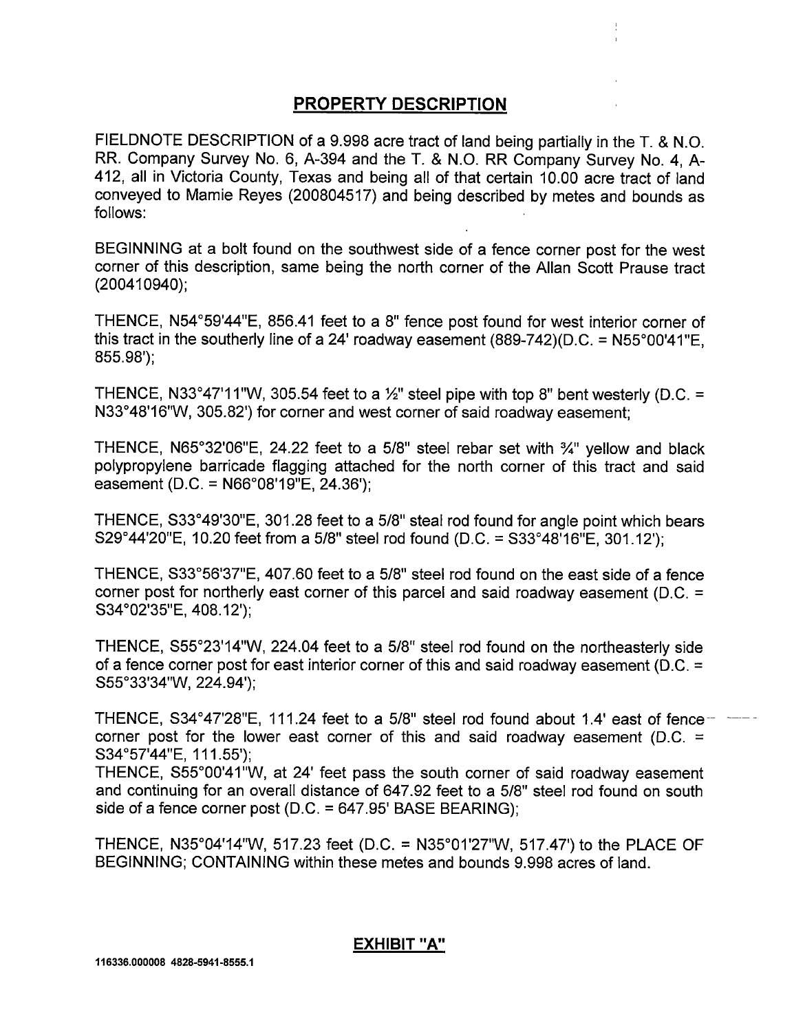## PROPERTY DESCRIPTION

FIELDNOTE DESCRIPTION of a 9.998 acre tract of land being partially in the T. & N.O. RR. Company Survey No. 6, A-394 and the T. & N.O. RR Company Survey No. 4, A-412, all in Victoria County, Texas and being all of that certain 10.00 acre tract of land conveyed to Mamie Reyes (200804517) and being described by metes and bounds as follows:

BEGINNING at a bolt found on the southwest side of a fence corner post for the west corner of this description, same being the north corner of the Allan Scott Prause tract (200410940);

THENCE, N54°59'44"E, 856.41 feet to a 8" fence post found for west interior corner of this tract in the southerly line of a 24' roadway easement (889-742)(D.C. = N55°00'41"E, 855.98');

THENCE, N33°47'11"W, 305.54 feet to a ½" steel pipe with top 8" bent westerly (D.C. = N33°48'16"W, 305.82') for corner and west corner of said roadway easement;

THENCE, N65°32'06"E, 24.22 feet to a 5/8" steel rebar set with ¾" yellow and black polypropylene barricade flagging attached for the north corner of this tract and said easement (D.C. = N66°08'19"E, 24.36');

THENCE, S33°49'30"E, 301.28 feet to a 5/8" steal rod found for angle point which bears S29°44'20"E, 10.20 feet from a 5/8" steel rod found (D.C. = S33°48'16"E, 301.12');

THENCE, S33°56'37"E, 407.60 feet to a 5/8" steel rod found on the east side of a fence corner post for northerly east corner of this parcel and said roadway easement (D.C. = S34°02'35"E, 408.12');

THENCE, S55°23'14"W, 224.04 feet to a 5/8" steel rod found on the northeasterly side of a fence corner post for east interior corner of this and said roadway easement (D.C. = S55°33'34"W, 224.94');

THENCE, S34°47'28"E, 111.24 feet to a 5/8" steel rod found about 1.4' east of fence corner post for the lower east corner of this and said roadway easement (D.C. = S34°57'44"E, 111.55');

THENCE, S55°00'41"W, at 24' feet pass the south corner of said roadway easement and continuing for an overall distance of 647.92 feet to a 5/8" steel rod found on south side of a fence corner post (D.C. = 647.95' BASE BEARING);

THENCE, N35°04'14"W, 517.23 feet (D.C. = N35°01'27"W, 517.47') to the PLACE OF BEGINNING; CONTAINING within these metes and bounds 9.998 acres of land.

**EXHIBIT "A"**

116336.000008 4828-5941-8555.1